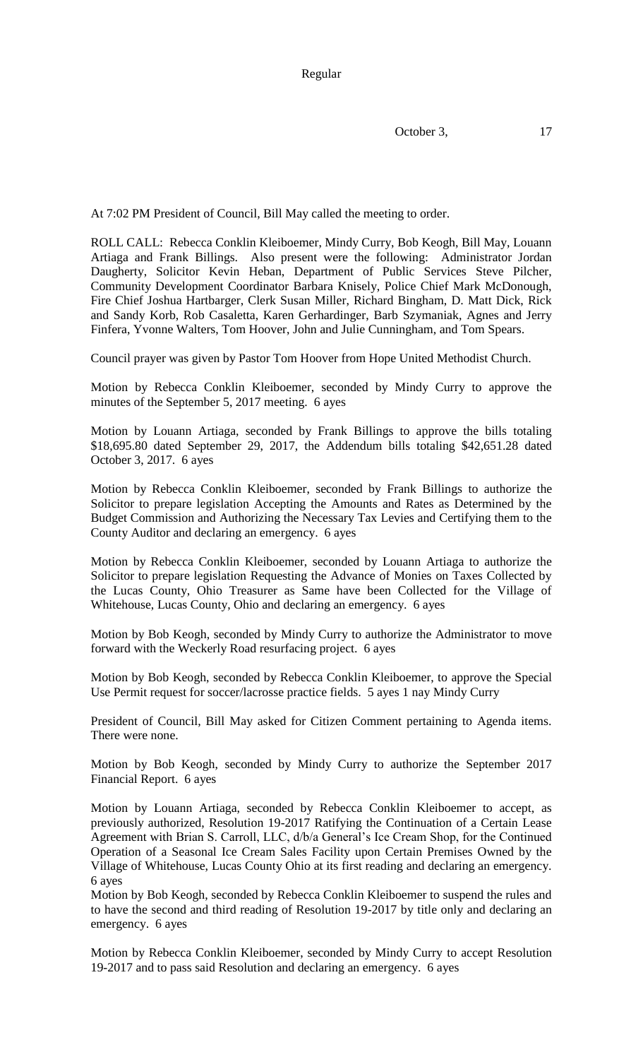Regular

October 3, 17

At 7:02 PM President of Council, Bill May called the meeting to order.

ROLL CALL: Rebecca Conklin Kleiboemer, Mindy Curry, Bob Keogh, Bill May, Louann Artiaga and Frank Billings. Also present were the following: Administrator Jordan Daugherty, Solicitor Kevin Heban, Department of Public Services Steve Pilcher, Community Development Coordinator Barbara Knisely, Police Chief Mark McDonough, Fire Chief Joshua Hartbarger, Clerk Susan Miller, Richard Bingham, D. Matt Dick, Rick and Sandy Korb, Rob Casaletta, Karen Gerhardinger, Barb Szymaniak, Agnes and Jerry Finfera, Yvonne Walters, Tom Hoover, John and Julie Cunningham, and Tom Spears.

Council prayer was given by Pastor Tom Hoover from Hope United Methodist Church.

Motion by Rebecca Conklin Kleiboemer, seconded by Mindy Curry to approve the minutes of the September 5, 2017 meeting. 6 ayes

Motion by Louann Artiaga, seconded by Frank Billings to approve the bills totaling $18,695.80 dated September 29, 2017, the Addendum bills totaling $42,651.28 dated October 3, 2017. 6 ayes

Motion by Rebecca Conklin Kleiboemer, seconded by Frank Billings to authorize the Solicitor to prepare legislation Accepting the Amounts and Rates as Determined by the Budget Commission and Authorizing the Necessary Tax Levies and Certifying them to the County Auditor and declaring an emergency. 6 ayes

Motion by Rebecca Conklin Kleiboemer, seconded by Louann Artiaga to authorize the Solicitor to prepare legislation Requesting the Advance of Monies on Taxes Collected by the Lucas County, Ohio Treasurer as Same have been Collected for the Village of Whitehouse, Lucas County, Ohio and declaring an emergency. 6 ayes

Motion by Bob Keogh, seconded by Mindy Curry to authorize the Administrator to move forward with the Weckerly Road resurfacing project. 6 ayes

Motion by Bob Keogh, seconded by Rebecca Conklin Kleiboemer, to approve the Special Use Permit request for soccer/lacrosse practice fields. 5 ayes 1 nay Mindy Curry

President of Council, Bill May asked for Citizen Comment pertaining to Agenda items. There were none.

Motion by Bob Keogh, seconded by Mindy Curry to authorize the September 2017 Financial Report. 6 ayes

Motion by Louann Artiaga, seconded by Rebecca Conklin Kleiboemer to accept, as previously authorized, Resolution 19-2017 Ratifying the Continuation of a Certain Lease Agreement with Brian S. Carroll, LLC, d/b/a General's Ice Cream Shop, for the Continued Operation of a Seasonal Ice Cream Sales Facility upon Certain Premises Owned by the Village of Whitehouse, Lucas County Ohio at its first reading and declaring an emergency. 6 ayes

Motion by Bob Keogh, seconded by Rebecca Conklin Kleiboemer to suspend the rules and to have the second and third reading of Resolution 19-2017 by title only and declaring an emergency. 6 ayes

Motion by Rebecca Conklin Kleiboemer, seconded by Mindy Curry to accept Resolution 19-2017 and to pass said Resolution and declaring an emergency. 6 ayes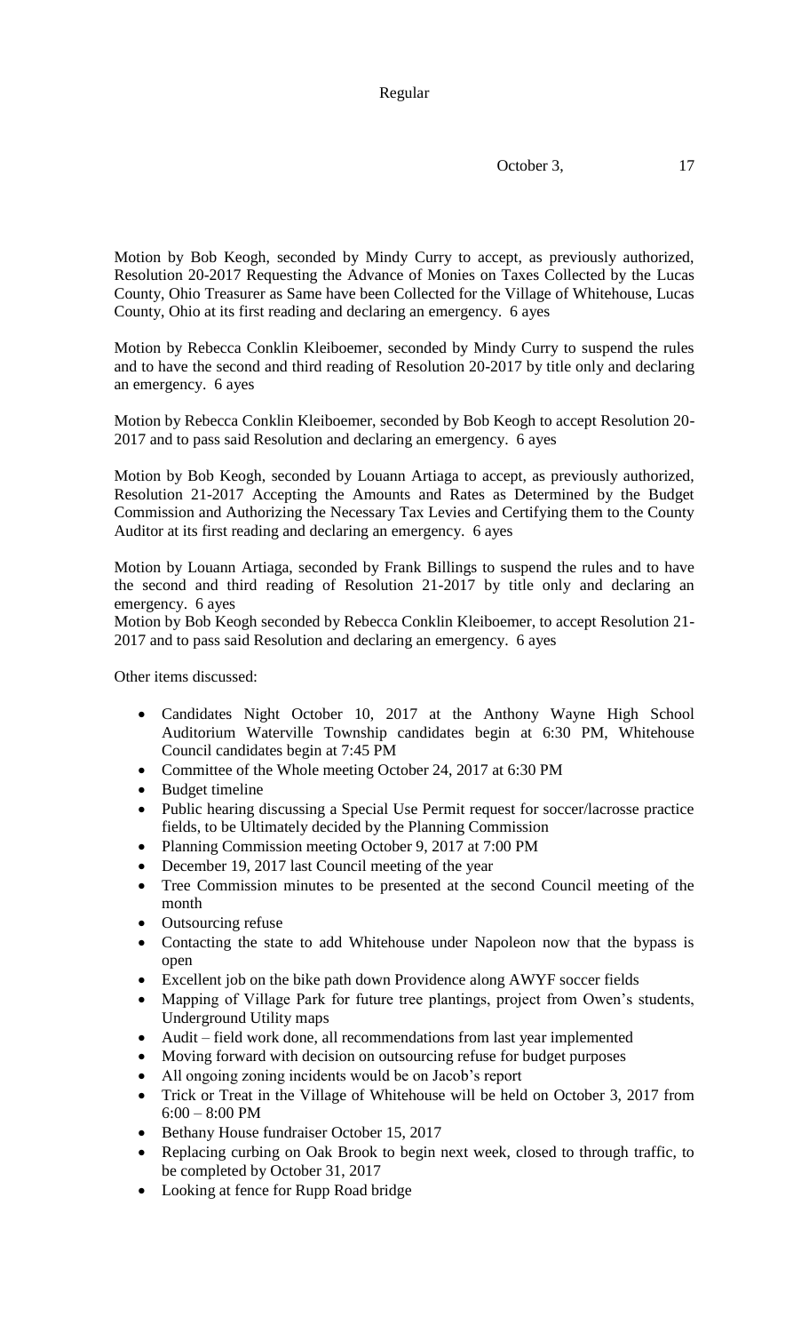Motion by Bob Keogh, seconded by Mindy Curry to accept, as previously authorized, Resolution 20-2017 Requesting the Advance of Monies on Taxes Collected by the Lucas County, Ohio Treasurer as Same have been Collected for the Village of Whitehouse, Lucas County, Ohio at its first reading and declaring an emergency. 6 ayes

Motion by Rebecca Conklin Kleiboemer, seconded by Mindy Curry to suspend the rules and to have the second and third reading of Resolution 20-2017 by title only and declaring an emergency. 6 ayes

Motion by Rebecca Conklin Kleiboemer, seconded by Bob Keogh to accept Resolution 20-2017 and to pass said Resolution and declaring an emergency. 6 ayes

Motion by Bob Keogh, seconded by Louann Artiaga to accept, as previously authorized, Resolution 21-2017 Accepting the Amounts and Rates as Determined by the Budget Commission and Authorizing the Necessary Tax Levies and Certifying them to the County Auditor at its first reading and declaring an emergency. 6 ayes

Motion by Louann Artiaga, seconded by Frank Billings to suspend the rules and to have the second and third reading of Resolution 21-2017 by title only and declaring an emergency. 6 ayes

Motion by Bob Keogh seconded by Rebecca Conklin Kleiboemer, to accept Resolution 21-2017 and to pass said Resolution and declaring an emergency. 6 ayes

Other items discussed:

- Candidates Night October 10, 2017 at the Anthony Wayne High School Auditorium Waterville Township candidates begin at 6:30 PM, Whitehouse Council candidates begin at 7:45 PM
- Committee of the Whole meeting October 24, 2017 at 6:30 PM
- Budget timeline
- Public hearing discussing a Special Use Permit request for soccer/lacrosse practice fields, to be Ultimately decided by the Planning Commission
- Planning Commission meeting October 9, 2017 at 7:00 PM
- December 19, 2017 last Council meeting of the year
- Tree Commission minutes to be presented at the second Council meeting of the month
- Outsourcing refuse
- Contacting the state to add Whitehouse under Napoleon now that the bypass is open
- Excellent job on the bike path down Providence along AWYF soccer fields
- Mapping of Village Park for future tree plantings, project from Owen's students, Underground Utility maps
- Audit – field work done, all recommendations from last year implemented
- Moving forward with decision on outsourcing refuse for budget purposes
- All ongoing zoning incidents would be on Jacob's report
- Trick or Treat in the Village of Whitehouse will be held on October 3, 2017 from 6:00 – 8:00 PM
- Bethany House fundraiser October 15, 2017
- Replacing curbing on Oak Brook to begin next week, closed to through traffic, to be completed by October 31, 2017
- Looking at fence for Rupp Road bridge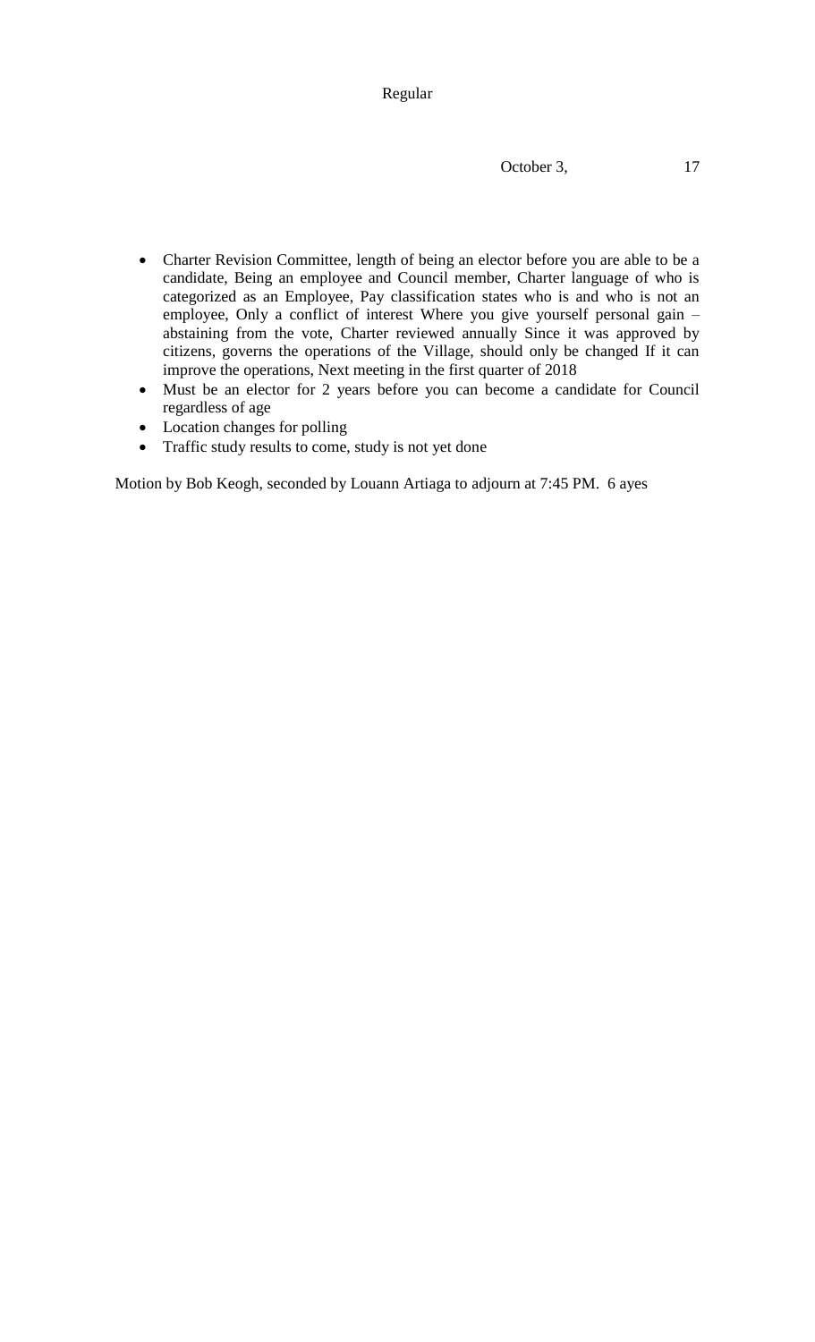- Charter Revision Committee, length of being an elector before you are able to be a candidate, Being an employee and Council member, Charter language of who is categorized as an Employee, Pay classification states who is and who is not an employee, Only a conflict of interest Where you give yourself personal gain – abstaining from the vote, Charter reviewed annually Since it was approved by citizens, governs the operations of the Village, should only be changed If it can improve the operations, Next meeting in the first quarter of 2018
- Must be an elector for 2 years before you can become a candidate for Council regardless of age
- Location changes for polling
- Traffic study results to come, study is not yet done

Motion by Bob Keogh, seconded by Louann Artiaga to adjourn at 7:45 PM. 6 ayes